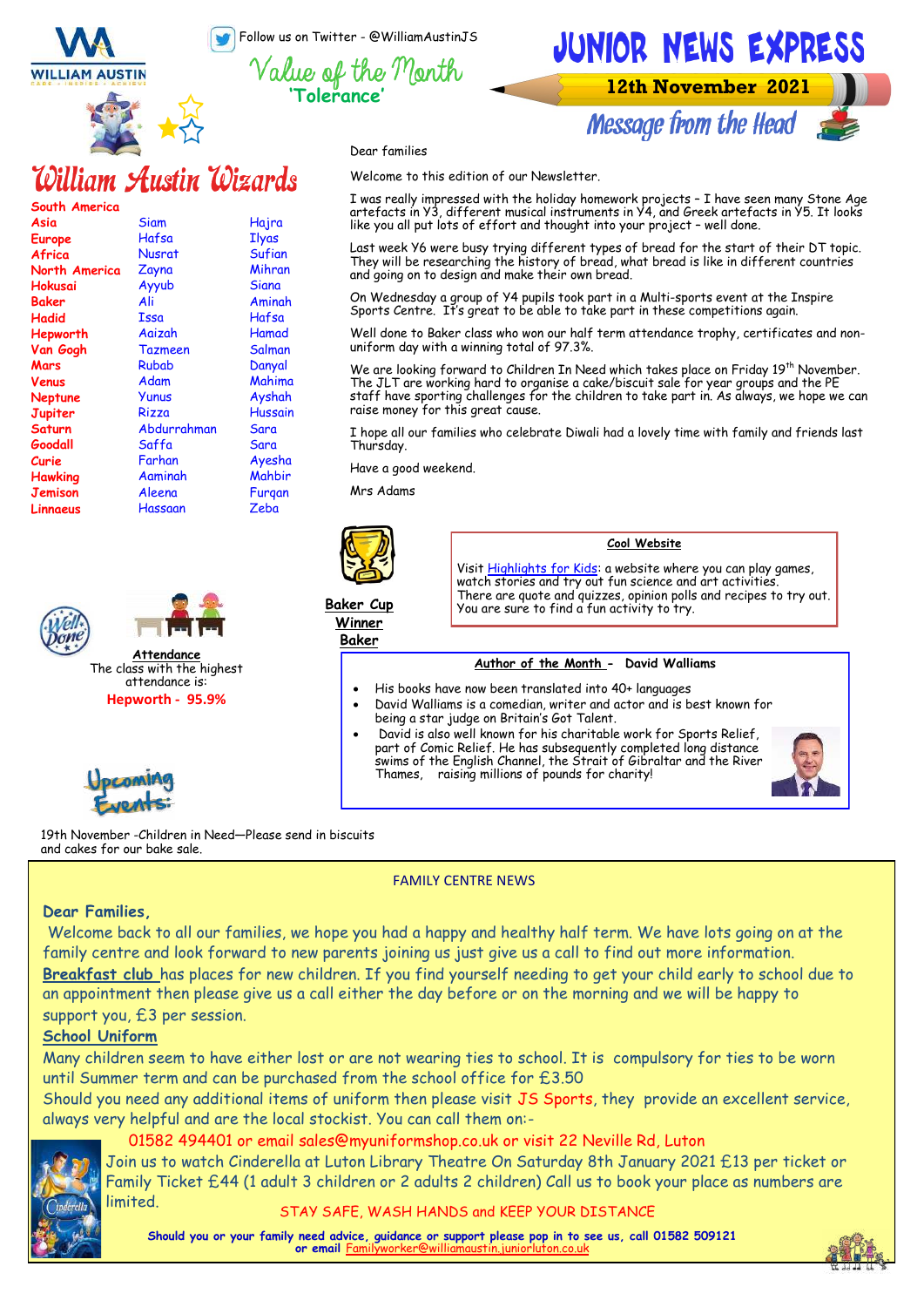# JUNIOR NEWS EXPRESS

**12th November 2021**

WILLIAM AUSTIN

Follow us on Twitter - @WilliamAustinJS

## Value of the Month

**'Tolerance'**

## William Austin Wizards

| Class | | |
|---|---|---|
| South America | | |
| Asia | Siam | Hajra |
| Europe | Hafsa | Ilyas |
| Africa | Nusrat | Sufian |
| North America | Zayna | Mihran |
| Hokusai | Ayyub | Siana |
| Baker | Ali | Aminah |
| Hadid | Issa | Hafsa |
| Hepworth | Aaizah | Hamad |
| Van Gogh | Tazmeen | Salman |
| Mars | Rubab | Danyal |
| Venus | Adam | Mahima |
| Neptune | Yunus | Ayshah |
| Jupiter | Rizza | Hussain |
| Saturn | Abdurrahman | Sara |
| Goodall | Saffa | Sara |
| Curie | Farhan | Ayesha |
| Hawking | Aaminah | Mahbir |
| Jemison | Aleena | Furqan |
| Linnaeus | Hassaan | Zeba |

## Message from the Head

Dear families

Welcome to this edition of our Newsletter.

I was really impressed with the holiday homework projects – I have seen many Stone Age artefacts in Y3, different musical instruments in Y4, and Greek artefacts in Y5. It looks like you all put lots of effort and thought into your project – well done.

Last week Y6 were busy trying different types of bread for the start of their DT topic. They will be researching the history of bread, what bread is like in different countries and going on to design and make their own bread.

On Wednesday a group of Y4 pupils took part in a Multi-sports event at the Inspire Sports Centre. It's great to be able to take part in these competitions again.

Well done to Baker class who won our half term attendance trophy, certificates and non-uniform day with a winning total of 97.3%.

We are looking forward to Children In Need which takes place on Friday 19th November. The JLT are working hard to organise a cake/biscuit sale for year groups and the PE staff have sporting challenges for the children to take part in. As always, we hope we can raise money for this great cause.

I hope all our families who celebrate Diwali had a lovely time with family and friends last Thursday.

Have a good weekend.

Mrs Adams

**Baker Cup Winner**
**Baker**

### Cool Website

Visit Highlights for Kids: a website where you can play games, watch stories and try out fun science and art activities. There are quote and quizzes, opinion polls and recipes to try out. You are sure to find a fun activity to try.

### Attendance

The class with the highest attendance is:

**Hepworth - 95.9%**

### Author of the Month - David Walliams

- His books have now been translated into 40+ languages
- David Walliams is a comedian, writer and actor and is best known for being a star judge on Britain's Got Talent.
- David is also well known for his charitable work for Sports Relief, part of Comic Relief. He has subsequently completed long distance swims of the English Channel, the Strait of Gibraltar and the River Thames, raising millions of pounds for charity!

### Upcoming Events:

19th November -Children in Need—Please send in biscuits and cakes for our bake sale.

## FAMILY CENTRE NEWS

**Dear Families,**

Welcome back to all our families, we hope you had a happy and healthy half term. We have lots going on at the family centre and look forward to new parents joining us just give us a call to find out more information.

**Breakfast club** has places for new children. If you find yourself needing to get your child early to school due to an appointment then please give us a call either the day before or on the morning and we will be happy to support you, £3 per session.

**School Uniform**

Many children seem to have either lost or are not wearing ties to school. It is compulsory for ties to be worn until Summer term and can be purchased from the school office for £3.50

Should you need any additional items of uniform then please visit JS Sports, they provide an excellent service, always very helpful and are the local stockist. You can call them on:-

01582 494401 or email sales@myuniformshop.co.uk or visit 22 Neville Rd, Luton

Join us to watch Cinderella at Luton Library Theatre On Saturday 8th January 2021 £13 per ticket or Family Ticket £44 (1 adult 3 children or 2 adults 2 children) Call us to book your place as numbers are limited.

STAY SAFE, WASH HANDS and KEEP YOUR DISTANCE

**Should you or your family need advice, guidance or support please pop in to see us, call 01582 509121 or email** Familyworker@williamaustin.juniorluton.co.uk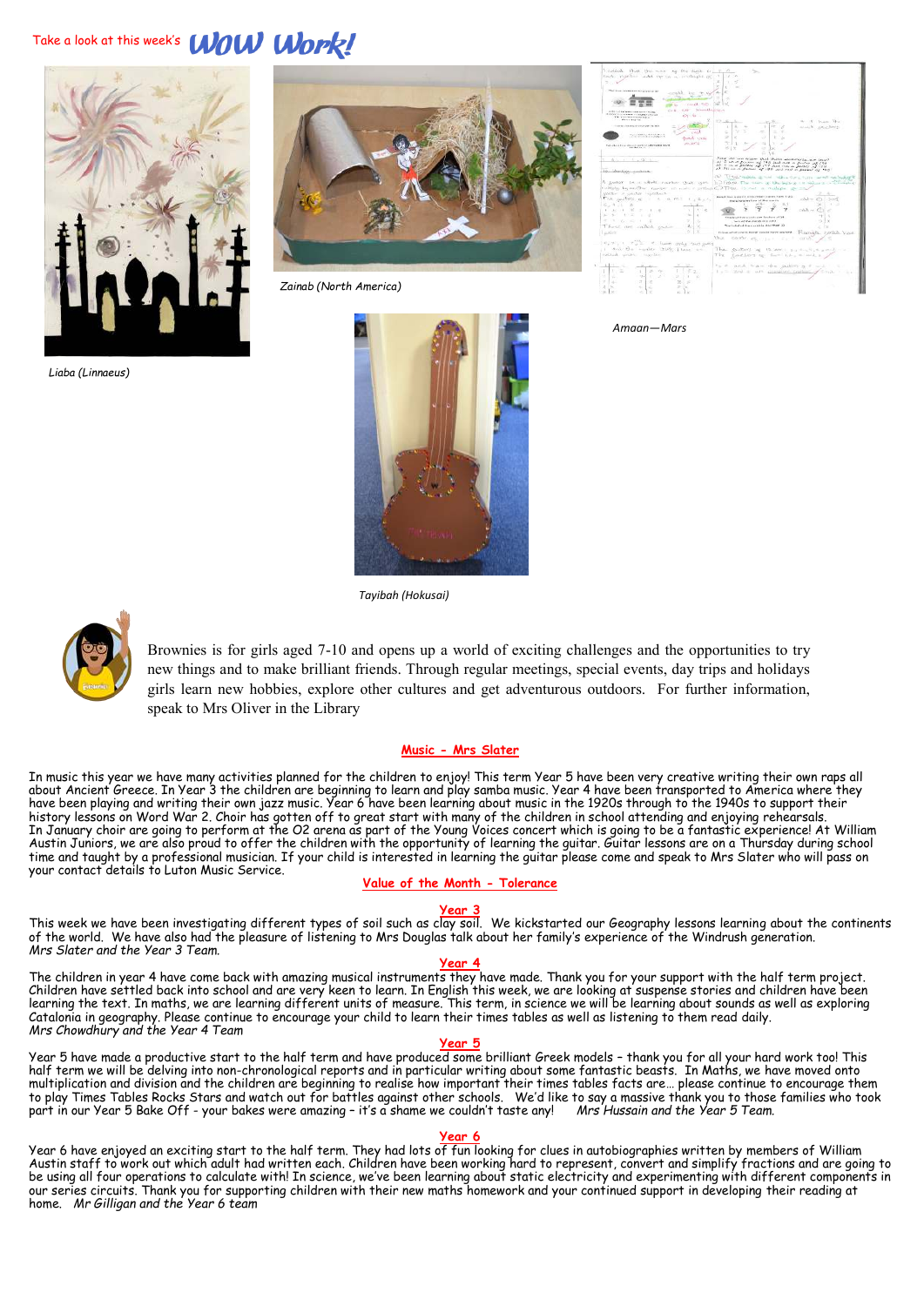Take a look at this week's **WOW Work!**

*Liaba (Linnaeus)*

*Zainab (North America)*

*Amaan—Mars*

*Tayibah (Hokusai)*

Brownies is for girls aged 7-10 and opens up a world of exciting challenges and the opportunities to try new things and to make brilliant friends. Through regular meetings, special events, day trips and holidays girls learn new hobbies, explore other cultures and get adventurous outdoors. For further information, speak to Mrs Oliver in the Library

## Music - Mrs Slater

In music this year we have many activities planned for the children to enjoy! This term Year 5 have been very creative writing their own raps all about Ancient Greece. In Year 3 the children are beginning to learn and play samba music. Year 4 have been transported to America where they have been playing and writing their own jazz music. Year 6 have been learning about music in the 1920s through to the 1940s to support their history lessons on Word War 2. Choir has gotten off to great start with many of the children in school attending and enjoying rehearsals.
In January choir are going to perform at the O2 arena as part of the Young Voices concert which is going to be a fantastic experience! At William Austin Juniors, we are also proud to offer the children with the opportunity of learning the guitar. Guitar lessons are on a Thursday during school time and taught by a professional musician. If your child is interested in learning the guitar please come and speak to Mrs Slater who will pass on your contact details to Luton Music Service.

## Value of the Month - Tolerance

### Year 3

This week we have been investigating different types of soil such as clay soil. We kickstarted our Geography lessons learning about the continents of the world. We have also had the pleasure of listening to Mrs Douglas talk about her family's experience of the Windrush generation.
*Mrs Slater and the Year 3 Team.*

### Year 4

The children in year 4 have come back with amazing musical instruments they have made. Thank you for your support with the half term project. Children have settled back into school and are very keen to learn. In English this week, we are looking at suspense stories and children have been learning the text. In maths, we are learning different units of measure. This term, in science we will be learning about sounds as well as exploring Catalonia in geography. Please continue to encourage your child to learn their times tables as well as listening to them read daily.
*Mrs Chowdhury and the Year 4 Team*

### Year 5

Year 5 have made a productive start to the half term and have produced some brilliant Greek models – thank you for all your hard work too! This half term we will be delving into non-chronological reports and in particular writing about some fantastic beasts. In Maths, we have moved onto multiplication and division and the children are beginning to realise how important their times tables facts are… please continue to encourage them to play Times Tables Rocks Stars and watch out for battles against other schools. We'd like to say a massive thank you to those families who took part in our Year 5 Bake Off - your bakes were amazing – it's a shame we couldn't taste any! *Mrs Hussain and the Year 5 Team.*

### Year 6

Year 6 have enjoyed an exciting start to the half term. They had lots of fun looking for clues in autobiographies written by members of William Austin staff to work out which adult had written each. Children have been working hard to represent, convert and simplify fractions and are going to be using all four operations to calculate with! In science, we've been learning about static electricity and experimenting with different components in our series circuits. Thank you for supporting children with their new maths homework and your continued support in developing their reading at home. *Mr Gilligan and the Year 6 team*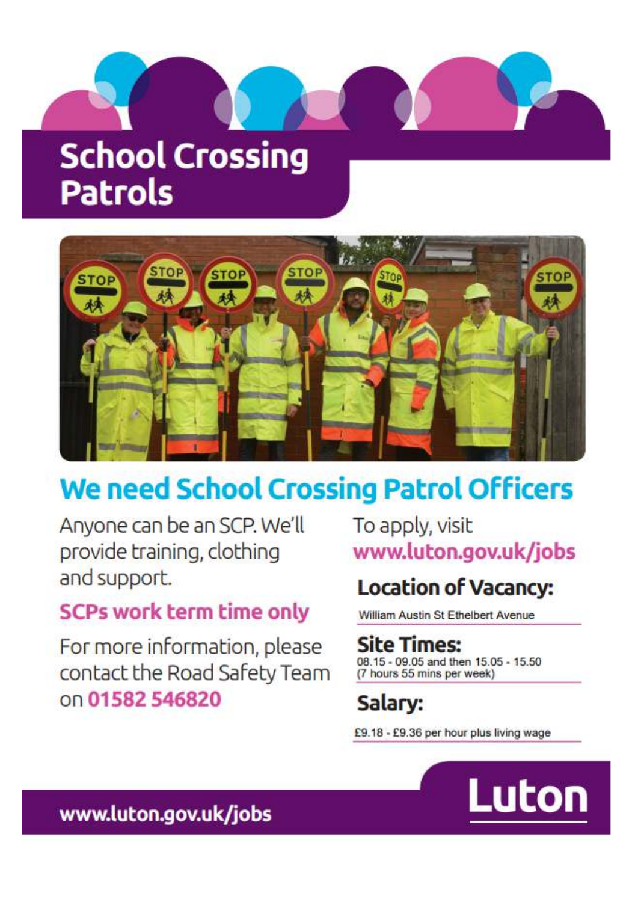# School Crossing Patrols

## We need School Crossing Patrol Officers

Anyone can be an SCP. We'll provide training, clothing and support.

### SCPs work term time only

For more information, please contact the Road Safety Team on **01582 546820**

To apply, visit **www.luton.gov.uk/jobs**

### Location of Vacancy:

William Austin St Ethelbert Avenue

### Site Times:

08.15 - 09.05 and then 15.05 - 15.50
(7 hours 55 mins per week)

### Salary:

£9.18 - £9.36 per hour plus living wage

**www.luton.gov.uk/jobs**

**Luton**